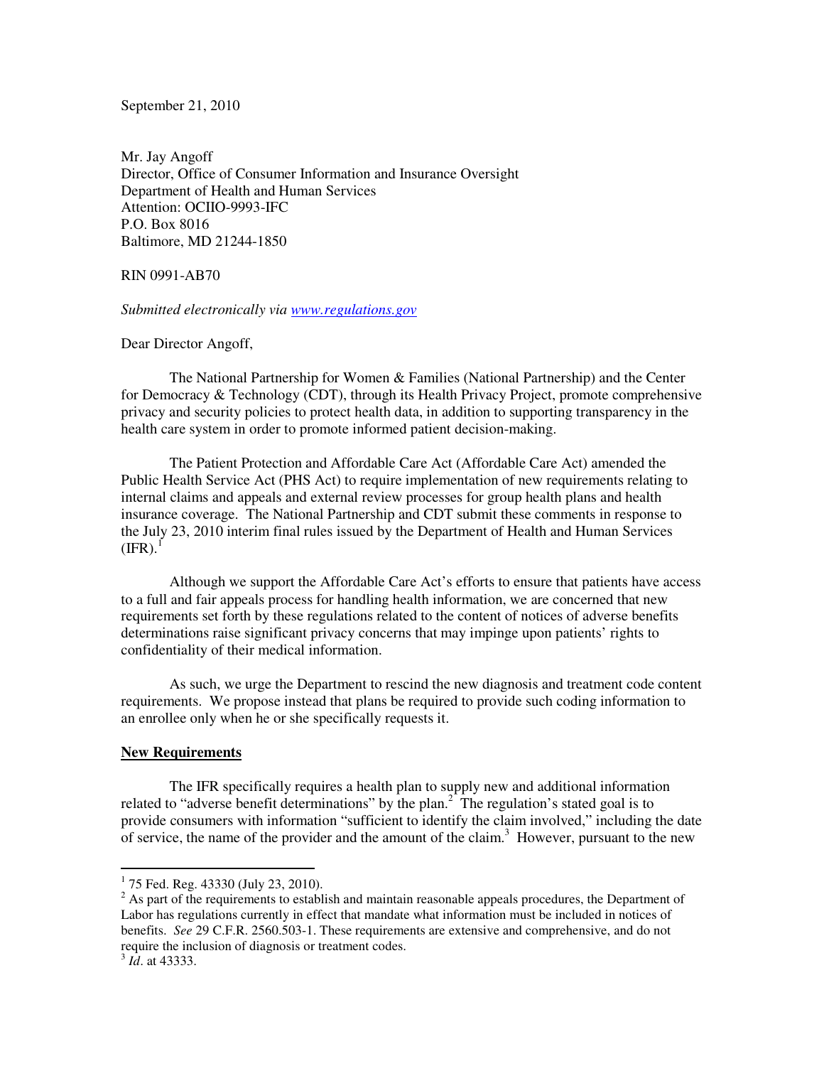September 21, 2010

Mr. Jay Angoff
Director, Office of Consumer Information and Insurance Oversight
Department of Health and Human Services
Attention: OCIIO-9993-IFC
P.O. Box 8016
Baltimore, MD 21244-1850

RIN 0991-AB70

*Submitted electronically via [www.regulations.gov](www.regulations.gov)*

Dear Director Angoff,

The National Partnership for Women & Families (National Partnership) and the Center for Democracy & Technology (CDT), through its Health Privacy Project, promote comprehensive privacy and security policies to protect health data, in addition to supporting transparency in the health care system in order to promote informed patient decision-making.

The Patient Protection and Affordable Care Act (Affordable Care Act) amended the Public Health Service Act (PHS Act) to require implementation of new requirements relating to internal claims and appeals and external review processes for group health plans and health insurance coverage. The National Partnership and CDT submit these comments in response to the July 23, 2010 interim final rules issued by the Department of Health and Human Services (IFR).[1]

Although we support the Affordable Care Act's efforts to ensure that patients have access to a full and fair appeals process for handling health information, we are concerned that new requirements set forth by these regulations related to the content of notices of adverse benefits determinations raise significant privacy concerns that may impinge upon patients' rights to confidentiality of their medical information.

As such, we urge the Department to rescind the new diagnosis and treatment code content requirements. We propose instead that plans be required to provide such coding information to an enrollee only when he or she specifically requests it.

**New Requirements**

The IFR specifically requires a health plan to supply new and additional information related to "adverse benefit determinations" by the plan.[2] The regulation's stated goal is to provide consumers with information "sufficient to identify the claim involved," including the date of service, the name of the provider and the amount of the claim.[3] However, pursuant to the new

---

[1] 75 Fed. Reg. 43330 (July 23, 2010).

[2] As part of the requirements to establish and maintain reasonable appeals procedures, the Department of Labor has regulations currently in effect that mandate what information must be included in notices of benefits. *See* 29 C.F.R. 2560.503-1. These requirements are extensive and comprehensive, and do not require the inclusion of diagnosis or treatment codes.

[3] *Id*. at 43333.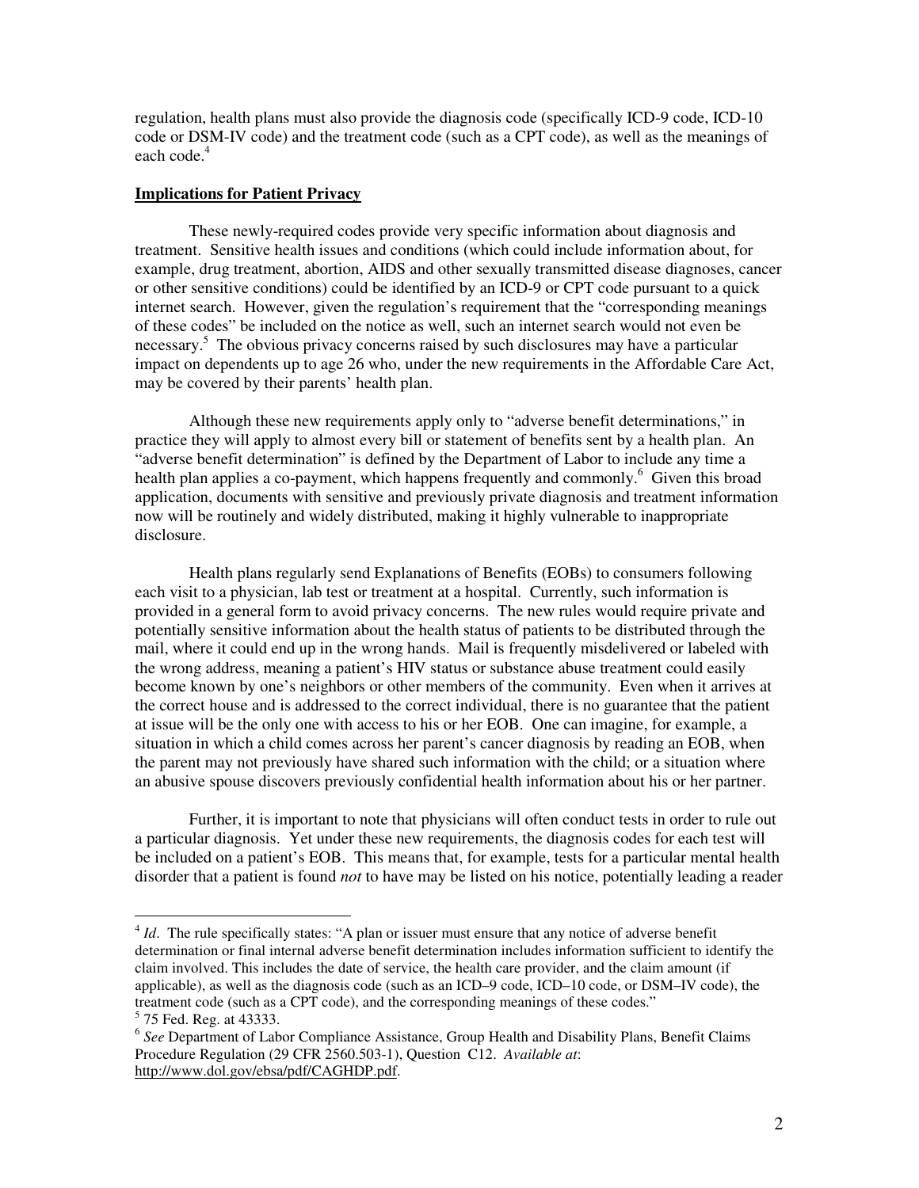regulation, health plans must also provide the diagnosis code (specifically ICD-9 code, ICD-10 code or DSM-IV code) and the treatment code (such as a CPT code), as well as the meanings of each code.[4]

**Implications for Patient Privacy**

These newly-required codes provide very specific information about diagnosis and treatment. Sensitive health issues and conditions (which could include information about, for example, drug treatment, abortion, AIDS and other sexually transmitted disease diagnoses, cancer or other sensitive conditions) could be identified by an ICD-9 or CPT code pursuant to a quick internet search. However, given the regulation's requirement that the "corresponding meanings of these codes" be included on the notice as well, such an internet search would not even be necessary.[5] The obvious privacy concerns raised by such disclosures may have a particular impact on dependents up to age 26 who, under the new requirements in the Affordable Care Act, may be covered by their parents' health plan.

Although these new requirements apply only to "adverse benefit determinations," in practice they will apply to almost every bill or statement of benefits sent by a health plan. An "adverse benefit determination" is defined by the Department of Labor to include any time a health plan applies a co-payment, which happens frequently and commonly.[6] Given this broad application, documents with sensitive and previously private diagnosis and treatment information now will be routinely and widely distributed, making it highly vulnerable to inappropriate disclosure.

Health plans regularly send Explanations of Benefits (EOBs) to consumers following each visit to a physician, lab test or treatment at a hospital. Currently, such information is provided in a general form to avoid privacy concerns. The new rules would require private and potentially sensitive information about the health status of patients to be distributed through the mail, where it could end up in the wrong hands. Mail is frequently misdelivered or labeled with the wrong address, meaning a patient's HIV status or substance abuse treatment could easily become known by one's neighbors or other members of the community. Even when it arrives at the correct house and is addressed to the correct individual, there is no guarantee that the patient at issue will be the only one with access to his or her EOB. One can imagine, for example, a situation in which a child comes across her parent's cancer diagnosis by reading an EOB, when the parent may not previously have shared such information with the child; or a situation where an abusive spouse discovers previously confidential health information about his or her partner.

Further, it is important to note that physicians will often conduct tests in order to rule out a particular diagnosis. Yet under these new requirements, the diagnosis codes for each test will be included on a patient's EOB. This means that, for example, tests for a particular mental health disorder that a patient is found *not* to have may be listed on his notice, potentially leading a reader

---

[4] *Id*. The rule specifically states: "A plan or issuer must ensure that any notice of adverse benefit determination or final internal adverse benefit determination includes information sufficient to identify the claim involved. This includes the date of service, the health care provider, and the claim amount (if applicable), as well as the diagnosis code (such as an ICD–9 code, ICD–10 code, or DSM–IV code), the treatment code (such as a CPT code), and the corresponding meanings of these codes."

[5] 75 Fed. Reg. at 43333.

[6] *See* Department of Labor Compliance Assistance, Group Health and Disability Plans, Benefit Claims Procedure Regulation (29 CFR 2560.503-1), Question C12. *Available at*: http://www.dol.gov/ebsa/pdf/CAGHDP.pdf.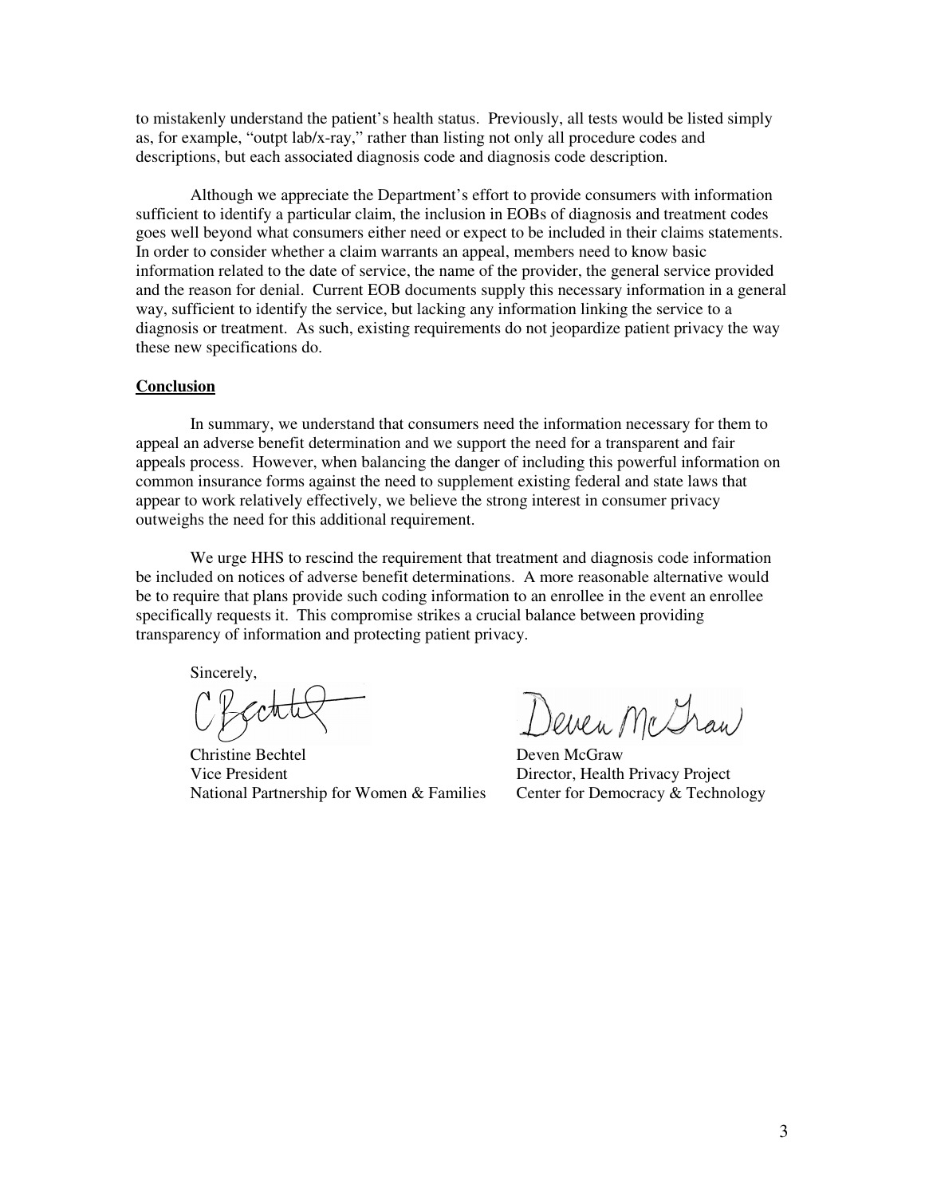to mistakenly understand the patient's health status. Previously, all tests would be listed simply as, for example, "outpt lab/x-ray," rather than listing not only all procedure codes and descriptions, but each associated diagnosis code and diagnosis code description.

Although we appreciate the Department's effort to provide consumers with information sufficient to identify a particular claim, the inclusion in EOBs of diagnosis and treatment codes goes well beyond what consumers either need or expect to be included in their claims statements. In order to consider whether a claim warrants an appeal, members need to know basic information related to the date of service, the name of the provider, the general service provided and the reason for denial. Current EOB documents supply this necessary information in a general way, sufficient to identify the service, but lacking any information linking the service to a diagnosis or treatment. As such, existing requirements do not jeopardize patient privacy the way these new specifications do.

**Conclusion**

In summary, we understand that consumers need the information necessary for them to appeal an adverse benefit determination and we support the need for a transparent and fair appeals process. However, when balancing the danger of including this powerful information on common insurance forms against the need to supplement existing federal and state laws that appear to work relatively effectively, we believe the strong interest in consumer privacy outweighs the need for this additional requirement.

We urge HHS to rescind the requirement that treatment and diagnosis code information be included on notices of adverse benefit determinations. A more reasonable alternative would be to require that plans provide such coding information to an enrollee in the event an enrollee specifically requests it. This compromise strikes a crucial balance between providing transparency of information and protecting patient privacy.

Sincerely,

Christine Bechtel
Vice President
National Partnership for Women & Families

Deven McGraw
Director, Health Privacy Project
Center for Democracy & Technology